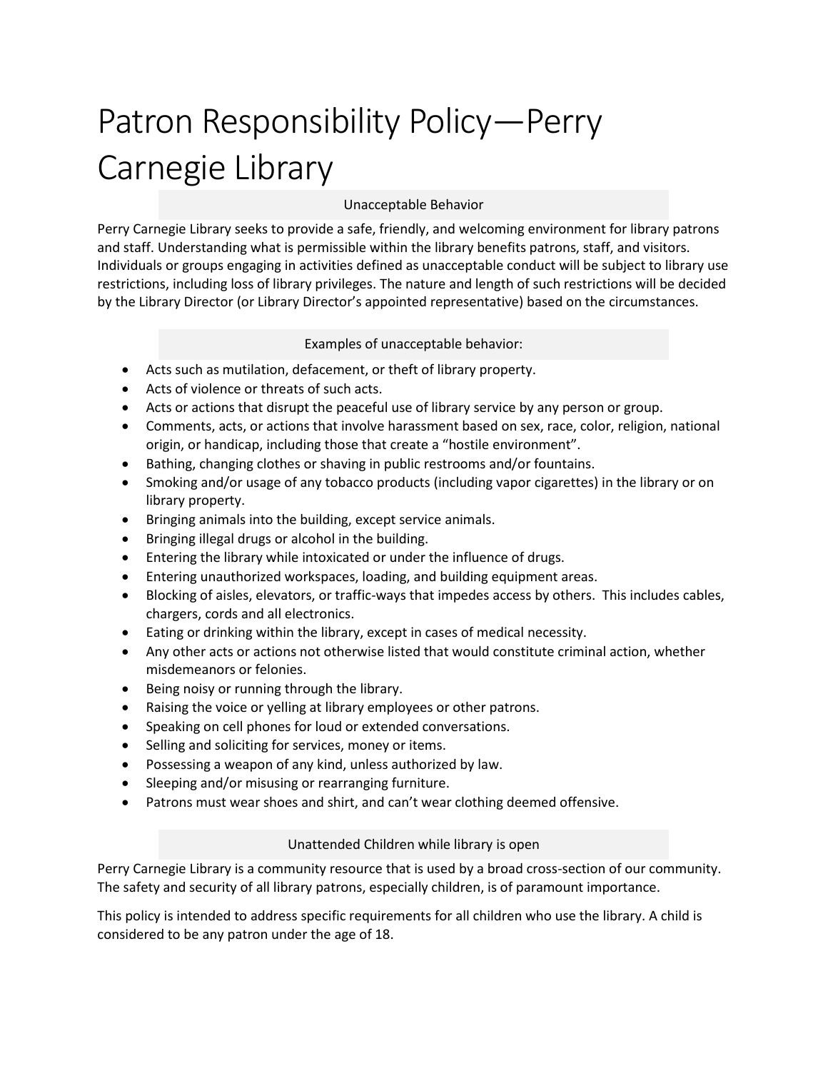# Patron Responsibility Policy—Perry Carnegie Library

## Unacceptable Behavior

Perry Carnegie Library seeks to provide a safe, friendly, and welcoming environment for library patrons and staff. Understanding what is permissible within the library benefits patrons, staff, and visitors. Individuals or groups engaging in activities defined as unacceptable conduct will be subject to library use restrictions, including loss of library privileges. The nature and length of such restrictions will be decided by the Library Director (or Library Director's appointed representative) based on the circumstances.

## Examples of unacceptable behavior:

- Acts such as mutilation, defacement, or theft of library property.
- Acts of violence or threats of such acts.
- Acts or actions that disrupt the peaceful use of library service by any person or group.
- Comments, acts, or actions that involve harassment based on sex, race, color, religion, national origin, or handicap, including those that create a "hostile environment".
- Bathing, changing clothes or shaving in public restrooms and/or fountains.
- Smoking and/or usage of any tobacco products (including vapor cigarettes) in the library or on library property.
- Bringing animals into the building, except service animals.
- Bringing illegal drugs or alcohol in the building.
- Entering the library while intoxicated or under the influence of drugs.
- Entering unauthorized workspaces, loading, and building equipment areas.
- Blocking of aisles, elevators, or traffic-ways that impedes access by others. This includes cables, chargers, cords and all electronics.
- Eating or drinking within the library, except in cases of medical necessity.
- Any other acts or actions not otherwise listed that would constitute criminal action, whether misdemeanors or felonies.
- Being noisy or running through the library.
- Raising the voice or yelling at library employees or other patrons.
- Speaking on cell phones for loud or extended conversations.
- Selling and soliciting for services, money or items.
- Possessing a weapon of any kind, unless authorized by law.
- Sleeping and/or misusing or rearranging furniture.
- Patrons must wear shoes and shirt, and can't wear clothing deemed offensive.

## Unattended Children while library is open

Perry Carnegie Library is a community resource that is used by a broad cross-section of our community. The safety and security of all library patrons, especially children, is of paramount importance.

This policy is intended to address specific requirements for all children who use the library. A child is considered to be any patron under the age of 18.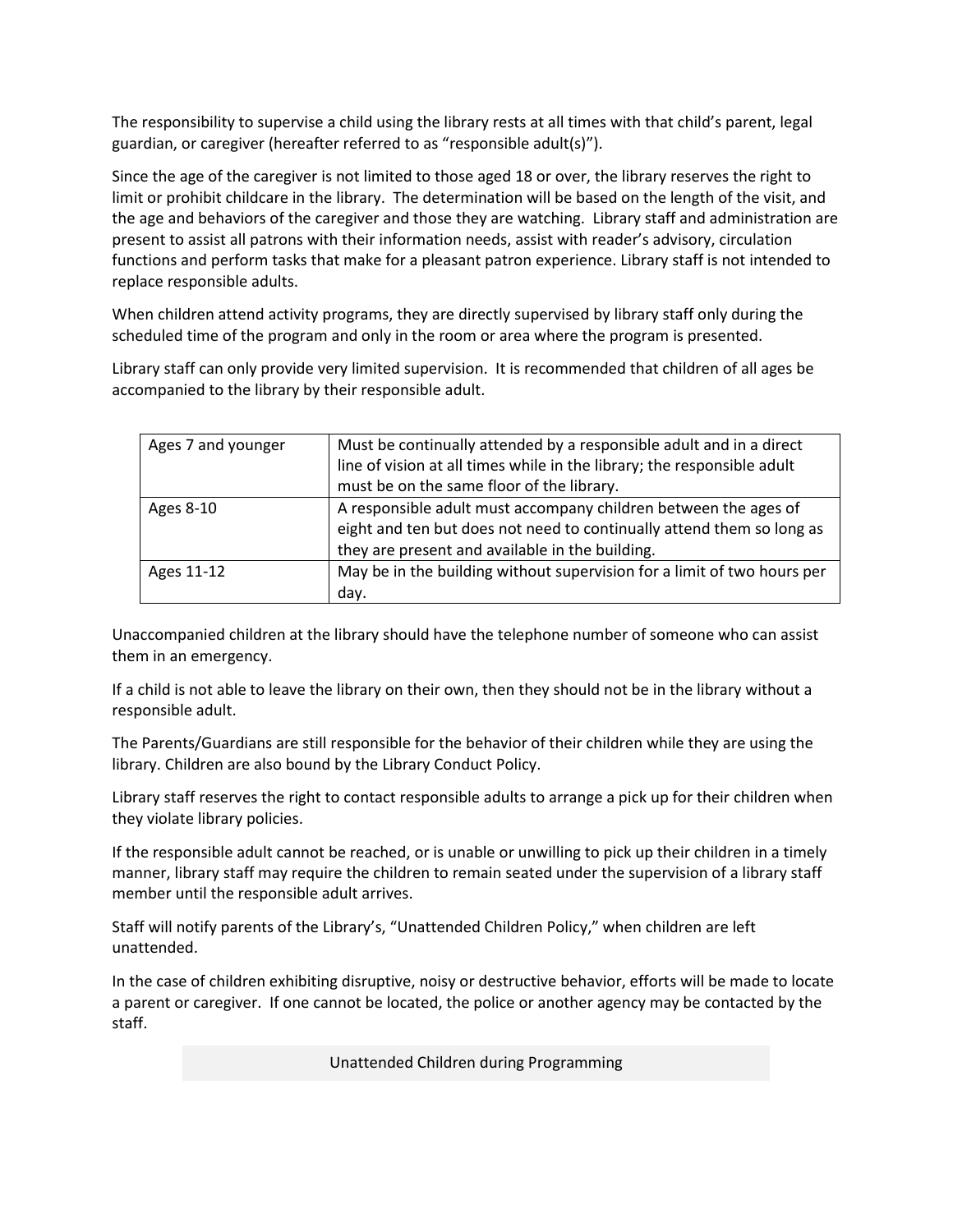The responsibility to supervise a child using the library rests at all times with that child's parent, legal guardian, or caregiver (hereafter referred to as "responsible adult(s)").

Since the age of the caregiver is not limited to those aged 18 or over, the library reserves the right to limit or prohibit childcare in the library. The determination will be based on the length of the visit, and the age and behaviors of the caregiver and those they are watching. Library staff and administration are present to assist all patrons with their information needs, assist with reader's advisory, circulation functions and perform tasks that make for a pleasant patron experience. Library staff is not intended to replace responsible adults.

When children attend activity programs, they are directly supervised by library staff only during the scheduled time of the program and only in the room or area where the program is presented.

Library staff can only provide very limited supervision. It is recommended that children of all ages be accompanied to the library by their responsible adult.

| | |
|---|---|
| Ages 7 and younger | Must be continually attended by a responsible adult and in a direct line of vision at all times while in the library; the responsible adult must be on the same floor of the library. |
| Ages 8-10 | A responsible adult must accompany children between the ages of eight and ten but does not need to continually attend them so long as they are present and available in the building. |
| Ages 11-12 | May be in the building without supervision for a limit of two hours per day. |

Unaccompanied children at the library should have the telephone number of someone who can assist them in an emergency.

If a child is not able to leave the library on their own, then they should not be in the library without a responsible adult.

The Parents/Guardians are still responsible for the behavior of their children while they are using the library. Children are also bound by the Library Conduct Policy.

Library staff reserves the right to contact responsible adults to arrange a pick up for their children when they violate library policies.

If the responsible adult cannot be reached, or is unable or unwilling to pick up their children in a timely manner, library staff may require the children to remain seated under the supervision of a library staff member until the responsible adult arrives.

Staff will notify parents of the Library's, "Unattended Children Policy," when children are left unattended.

In the case of children exhibiting disruptive, noisy or destructive behavior, efforts will be made to locate a parent or caregiver. If one cannot be located, the police or another agency may be contacted by the staff.

## Unattended Children during Programming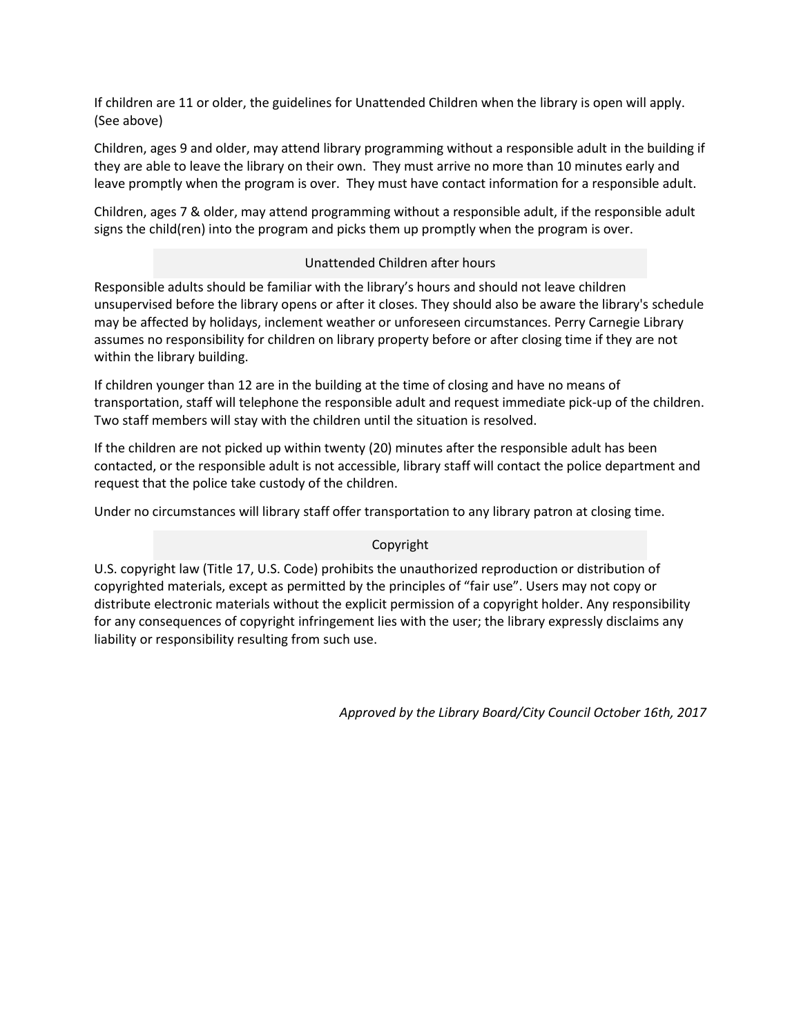If children are 11 or older, the guidelines for Unattended Children when the library is open will apply. (See above)

Children, ages 9 and older, may attend library programming without a responsible adult in the building if they are able to leave the library on their own. They must arrive no more than 10 minutes early and leave promptly when the program is over. They must have contact information for a responsible adult.

Children, ages 7 & older, may attend programming without a responsible adult, if the responsible adult signs the child(ren) into the program and picks them up promptly when the program is over.

## Unattended Children after hours

Responsible adults should be familiar with the library's hours and should not leave children unsupervised before the library opens or after it closes. They should also be aware the library's schedule may be affected by holidays, inclement weather or unforeseen circumstances. Perry Carnegie Library assumes no responsibility for children on library property before or after closing time if they are not within the library building.

If children younger than 12 are in the building at the time of closing and have no means of transportation, staff will telephone the responsible adult and request immediate pick-up of the children. Two staff members will stay with the children until the situation is resolved.

If the children are not picked up within twenty (20) minutes after the responsible adult has been contacted, or the responsible adult is not accessible, library staff will contact the police department and request that the police take custody of the children.

Under no circumstances will library staff offer transportation to any library patron at closing time.

## Copyright

U.S. copyright law (Title 17, U.S. Code) prohibits the unauthorized reproduction or distribution of copyrighted materials, except as permitted by the principles of "fair use". Users may not copy or distribute electronic materials without the explicit permission of a copyright holder. Any responsibility for any consequences of copyright infringement lies with the user; the library expressly disclaims any liability or responsibility resulting from such use.

*Approved by the Library Board/City Council October 16th, 2017*